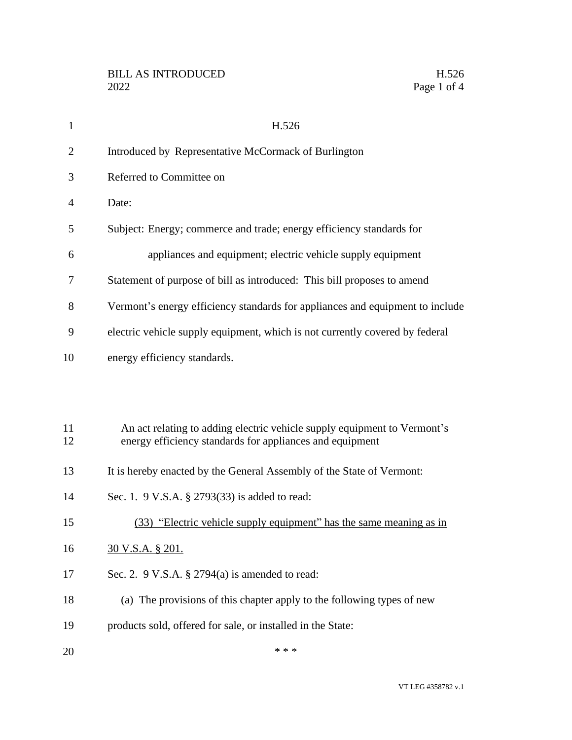H.526

Introduced by Representative McCormack of Burlington

Referred to Committee on

Date:

Subject: Energy; commerce and trade; energy efficiency standards for appliances and equipment; electric vehicle supply equipment

Statement of purpose of bill as introduced: This bill proposes to amend Vermont's energy efficiency standards for appliances and equipment to include electric vehicle supply equipment, which is not currently covered by federal energy efficiency standards.

An act relating to adding electric vehicle supply equipment to Vermont's energy efficiency standards for appliances and equipment

It is hereby enacted by the General Assembly of the State of Vermont:

Sec. 1. 9 V.S.A. § 2793(33) is added to read:

<u>(33) "Electric vehicle supply equipment" has the same meaning as in 30 V.S.A. § 201.</u>

Sec. 2. 9 V.S.A. § 2794(a) is amended to read:

(a) The provisions of this chapter apply to the following types of new products sold, offered for sale, or installed in the State:

\* \* \*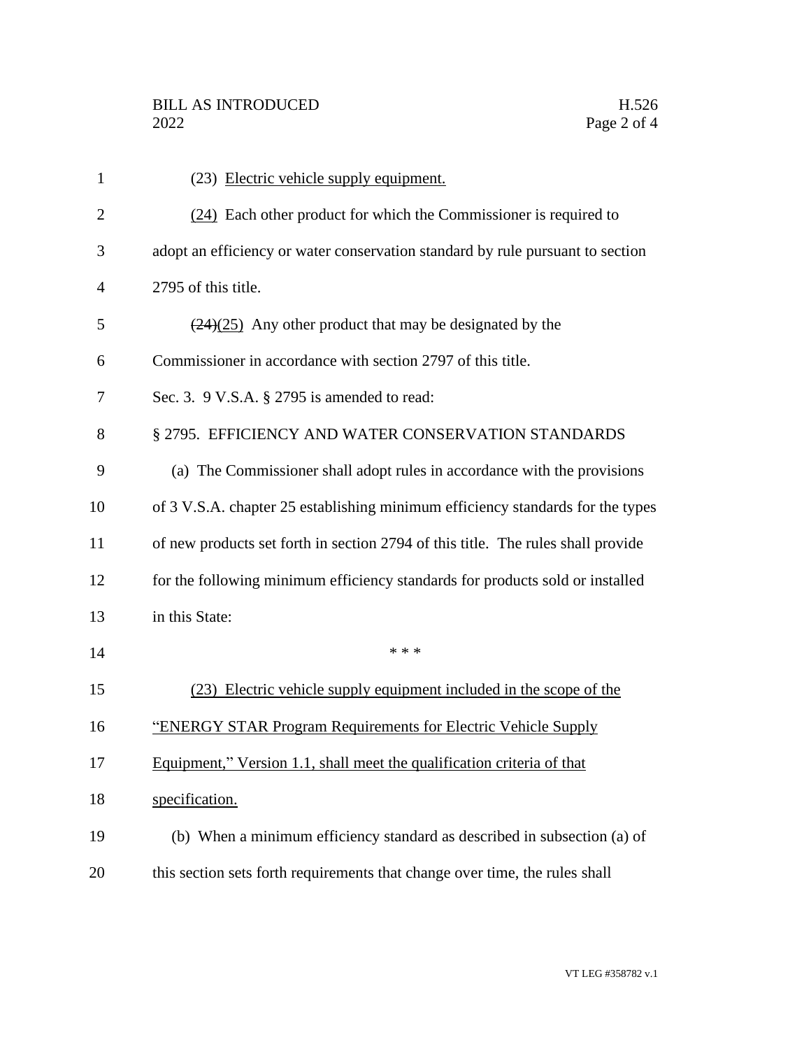(23) <u>Electric vehicle supply equipment.</u>

<u>(24)</u> Each other product for which the Commissioner is required to adopt an efficiency or water conservation standard by rule pursuant to section 2795 of this title.

~~(24)~~<u>(25)</u> Any other product that may be designated by the Commissioner in accordance with section 2797 of this title.

Sec. 3. 9 V.S.A. § 2795 is amended to read:

§ 2795. EFFICIENCY AND WATER CONSERVATION STANDARDS

(a) The Commissioner shall adopt rules in accordance with the provisions of 3 V.S.A. chapter 25 establishing minimum efficiency standards for the types of new products set forth in section 2794 of this title. The rules shall provide for the following minimum efficiency standards for products sold or installed in this State:

\* \* \*

<u>(23) Electric vehicle supply equipment included in the scope of the "ENERGY STAR Program Requirements for Electric Vehicle Supply Equipment," Version 1.1, shall meet the qualification criteria of that specification.</u>

(b) When a minimum efficiency standard as described in subsection (a) of this section sets forth requirements that change over time, the rules shall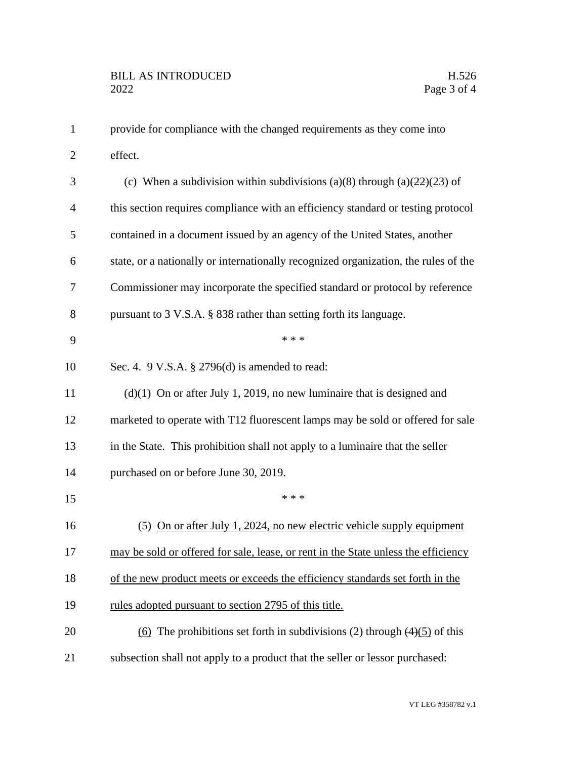provide for compliance with the changed requirements as they come into effect.

(c) When a subdivision within subdivisions (a)(8) through (a)~~(22)~~<u>(23)</u> of this section requires compliance with an efficiency standard or testing protocol contained in a document issued by an agency of the United States, another state, or a nationally or internationally recognized organization, the rules of the Commissioner may incorporate the specified standard or protocol by reference pursuant to 3 V.S.A. § 838 rather than setting forth its language.

\* \* \*

Sec. 4. 9 V.S.A. § 2796(d) is amended to read:

(d)(1) On or after July 1, 2019, no new luminaire that is designed and marketed to operate with T12 fluorescent lamps may be sold or offered for sale in the State. This prohibition shall not apply to a luminaire that the seller purchased on or before June 30, 2019.

\* \* \*

(5) <u>On or after July 1, 2024, no new electric vehicle supply equipment may be sold or offered for sale, lease, or rent in the State unless the efficiency of the new product meets or exceeds the efficiency standards set forth in the rules adopted pursuant to section 2795 of this title.</u>

<u>(6)</u> The prohibitions set forth in subdivisions (2) through ~~(4)~~<u>(5)</u> of this subsection shall not apply to a product that the seller or lessor purchased: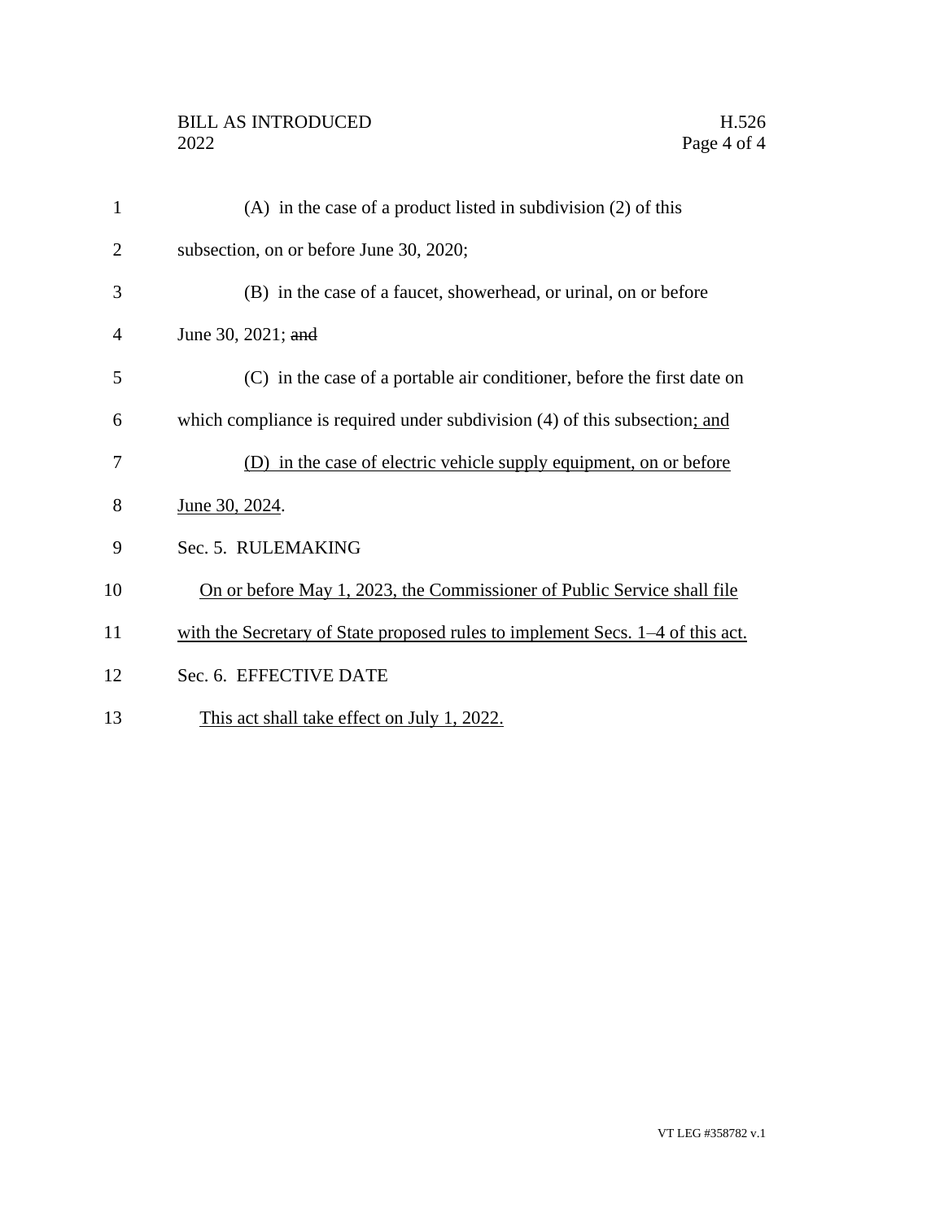(A) in the case of a product listed in subdivision (2) of this subsection, on or before June 30, 2020;

(B) in the case of a faucet, showerhead, or urinal, on or before June 30, 2021; ~~and~~

(C) in the case of a portable air conditioner, before the first date on which compliance is required under subdivision (4) of this subsection<u>; and</u>

<u>(D) in the case of electric vehicle supply equipment, on or before June 30, 2024</u>.

Sec. 5. RULEMAKING

<u>On or before May 1, 2023, the Commissioner of Public Service shall file with the Secretary of State proposed rules to implement Secs. 1–4 of this act.</u>

Sec. 6. EFFECTIVE DATE

<u>This act shall take effect on July 1, 2022.</u>